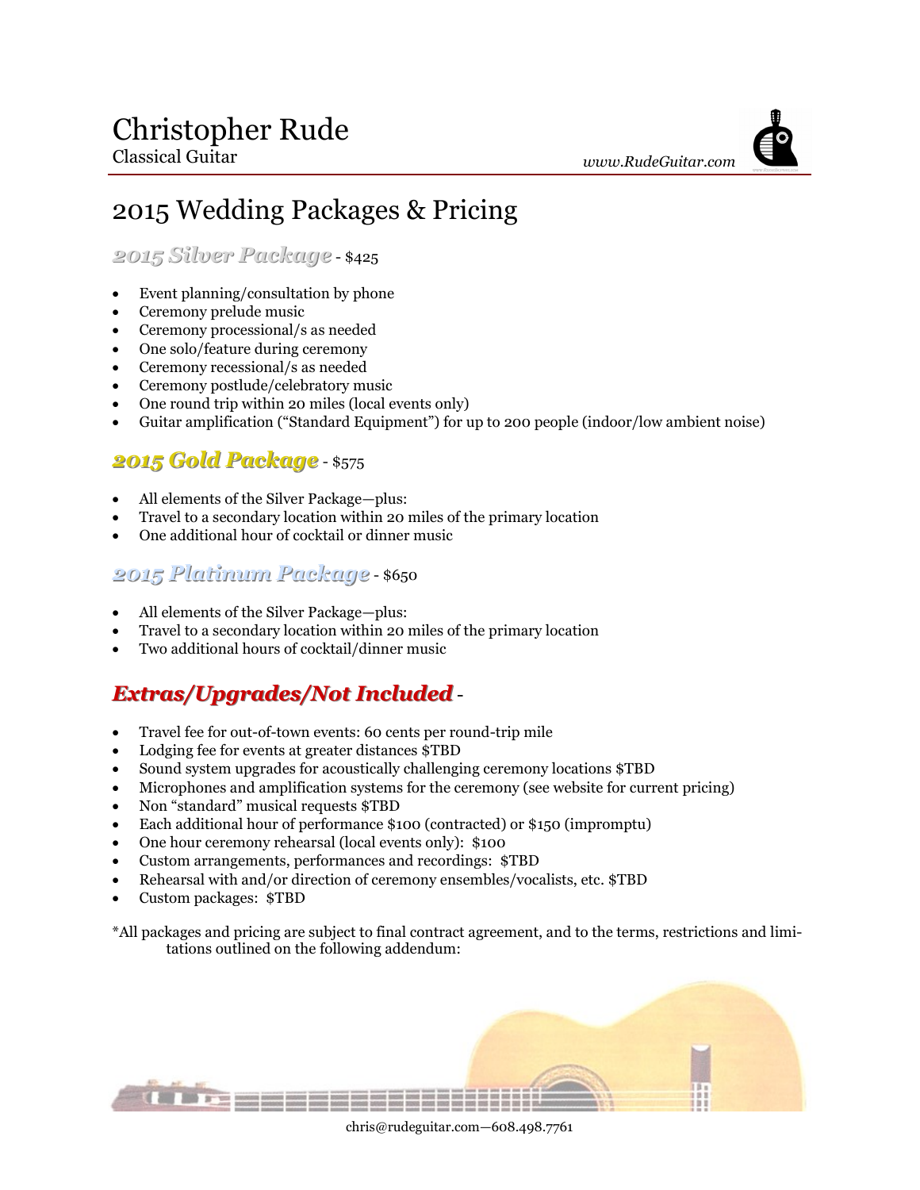# Christopher Rude

Classical Guitar

*www.RudeGuitar.com*

## 2015 Wedding Packages & Pricing

### *2015 Silver Package* - $425

- Event planning/consultation by phone
- Ceremony prelude music
- Ceremony processional/s as needed
- One solo/feature during ceremony
- Ceremony recessional/s as needed
- Ceremony postlude/celebratory music
- One round trip within 20 miles (local events only)
- Guitar amplification ("Standard Equipment") for up to 200 people (indoor/low ambient noise)

### *2015 Gold Package* - $575

- All elements of the Silver Package—plus:
- Travel to a secondary location within 20 miles of the primary location
- One additional hour of cocktail or dinner music

### *2015 Platinum Package* - $650

- All elements of the Silver Package—plus:
- Travel to a secondary location within 20 miles of the primary location
- Two additional hours of cocktail/dinner music

### *Extras/Upgrades/Not Included* -

- Travel fee for out-of-town events: 60 cents per round-trip mile
- Lodging fee for events at greater distances $TBD
- Sound system upgrades for acoustically challenging ceremony locations $TBD
- Microphones and amplification systems for the ceremony (see website for current pricing)
- Non "standard" musical requests $TBD
- Each additional hour of performance $100 (contracted) or $150 (impromptu)
- One hour ceremony rehearsal (local events only): $100
- Custom arrangements, performances and recordings: $TBD
- Rehearsal with and/or direction of ceremony ensembles/vocalists, etc. $TBD
- Custom packages: $TBD

*All packages and pricing are subject to final contract agreement, and to the terms, restrictions and limitations outlined on the following addendum:

chris@rudeguitar.com—608.498.7761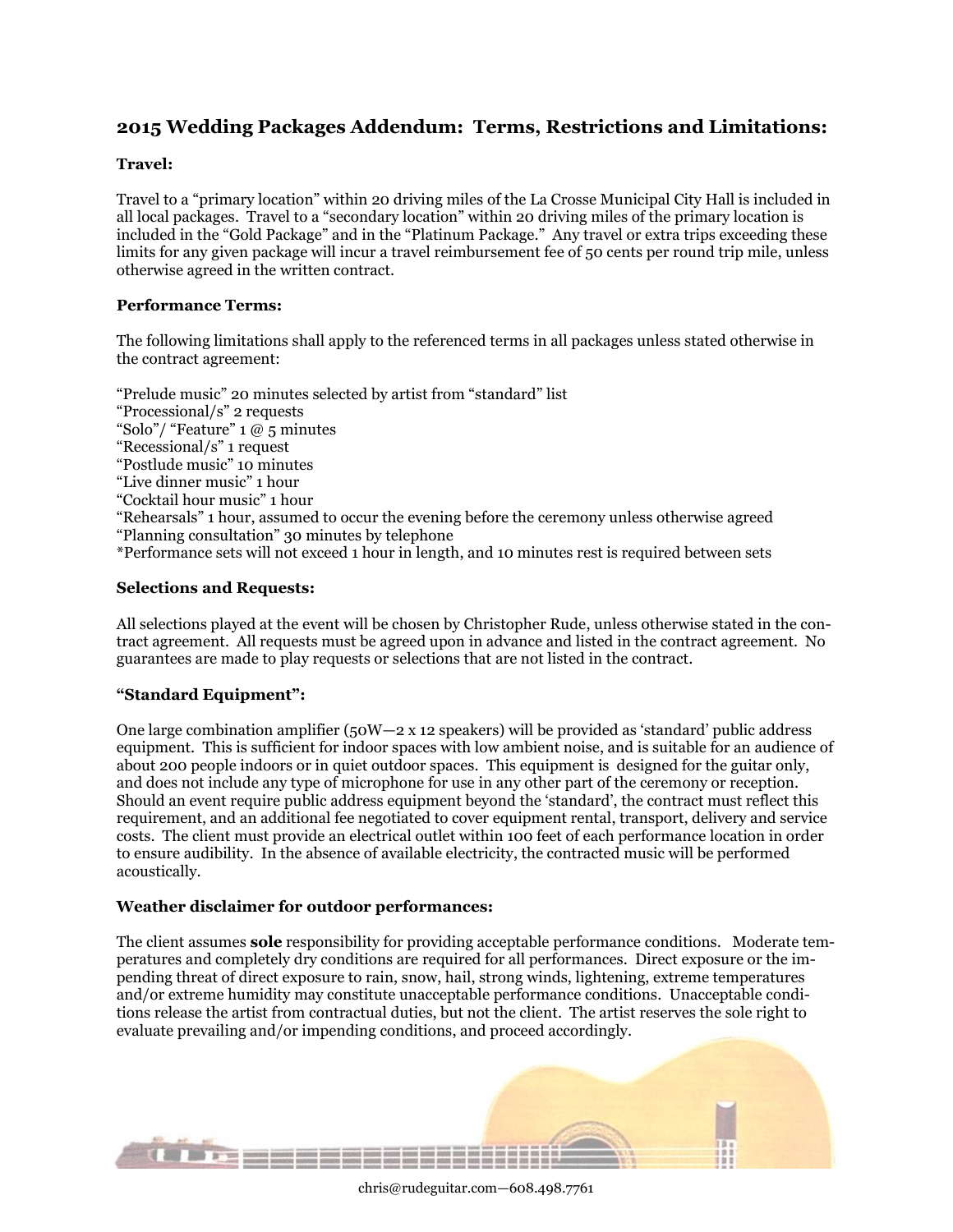## 2015 Wedding Packages Addendum: Terms, Restrictions and Limitations:

### Travel:

Travel to a "primary location" within 20 driving miles of the La Crosse Municipal City Hall is included in all local packages. Travel to a "secondary location" within 20 driving miles of the primary location is included in the "Gold Package" and in the "Platinum Package." Any travel or extra trips exceeding these limits for any given package will incur a travel reimbursement fee of 50 cents per round trip mile, unless otherwise agreed in the written contract.

### Performance Terms:

The following limitations shall apply to the referenced terms in all packages unless stated otherwise in the contract agreement:

"Prelude music" 20 minutes selected by artist from "standard" list
"Processional/s" 2 requests
"Solo"/ "Feature" 1 @ 5 minutes
"Recessional/s" 1 request
"Postlude music" 10 minutes
"Live dinner music" 1 hour
"Cocktail hour music" 1 hour
"Rehearsals" 1 hour, assumed to occur the evening before the ceremony unless otherwise agreed
"Planning consultation" 30 minutes by telephone
*Performance sets will not exceed 1 hour in length, and 10 minutes rest is required between sets

### Selections and Requests:

All selections played at the event will be chosen by Christopher Rude, unless otherwise stated in the contract agreement. All requests must be agreed upon in advance and listed in the contract agreement. No guarantees are made to play requests or selections that are not listed in the contract.

### "Standard Equipment":

One large combination amplifier (50W—2 x 12 speakers) will be provided as 'standard' public address equipment. This is sufficient for indoor spaces with low ambient noise, and is suitable for an audience of about 200 people indoors or in quiet outdoor spaces. This equipment is designed for the guitar only, and does not include any type of microphone for use in any other part of the ceremony or reception. Should an event require public address equipment beyond the 'standard', the contract must reflect this requirement, and an additional fee negotiated to cover equipment rental, transport, delivery and service costs. The client must provide an electrical outlet within 100 feet of each performance location in order to ensure audibility. In the absence of available electricity, the contracted music will be performed acoustically.

### Weather disclaimer for outdoor performances:

The client assumes **sole** responsibility for providing acceptable performance conditions. Moderate temperatures and completely dry conditions are required for all performances. Direct exposure or the impending threat of direct exposure to rain, snow, hail, strong winds, lightening, extreme temperatures and/or extreme humidity may constitute unacceptable performance conditions. Unacceptable conditions release the artist from contractual duties, but not the client. The artist reserves the sole right to evaluate prevailing and/or impending conditions, and proceed accordingly.

chris@rudeguitar.com—608.498.7761